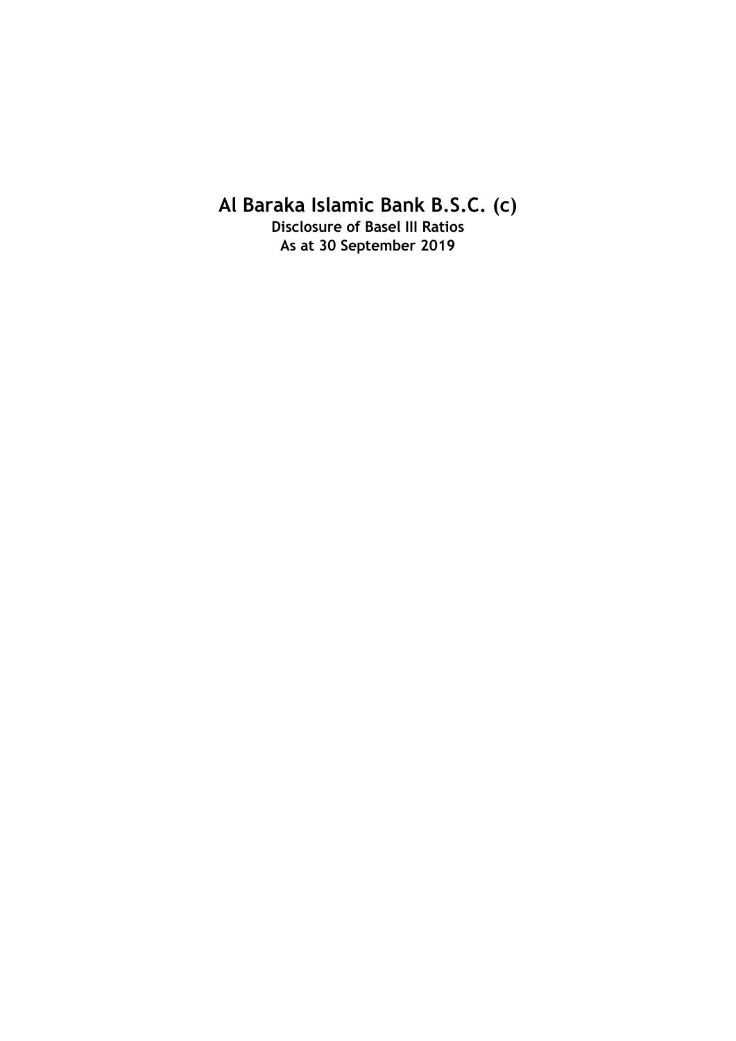# Al Baraka Islamic Bank B.S.C. (c)

**Disclosure of Basel III Ratios**
**As at 30 September 2019**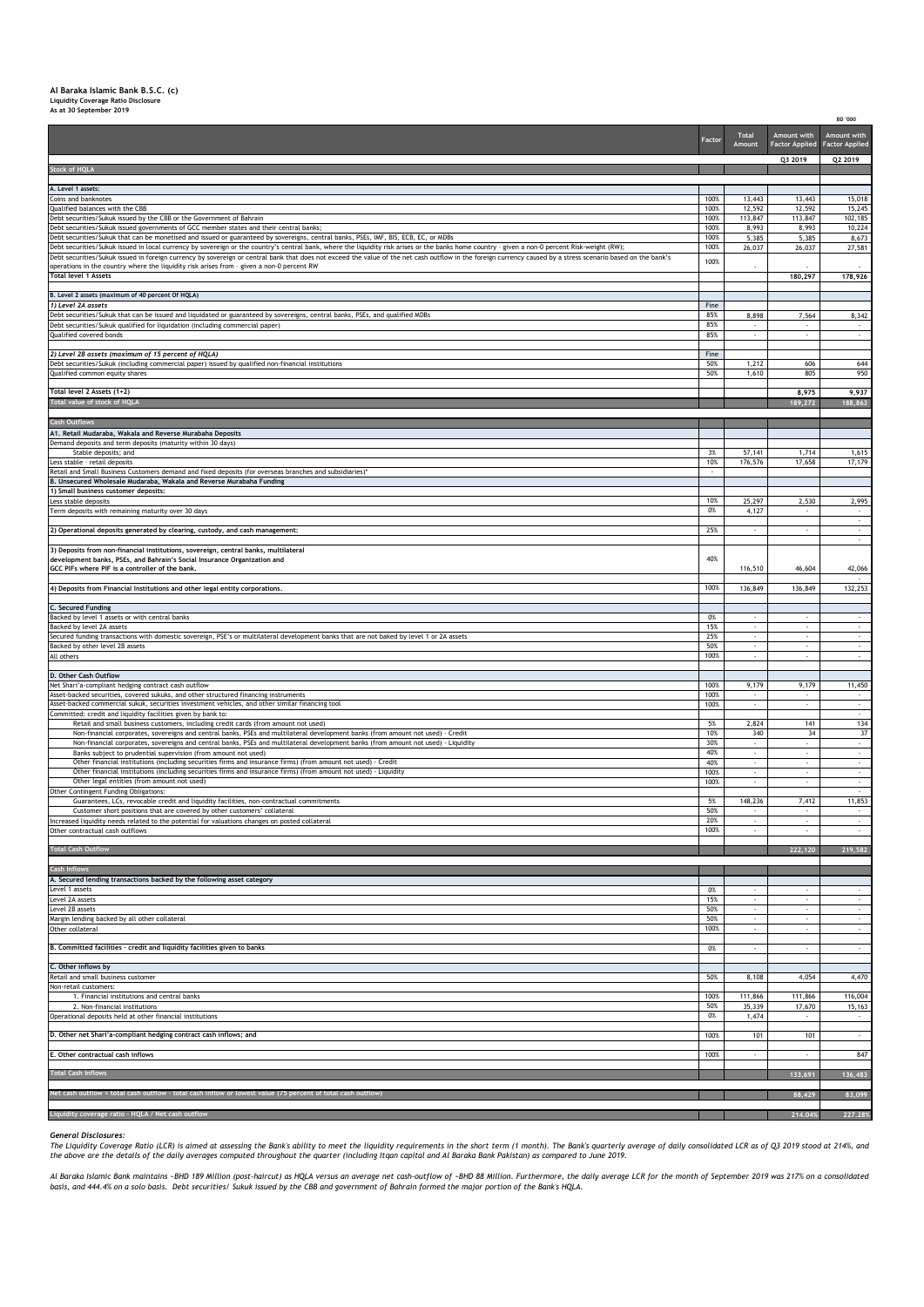**Al Baraka Islamic Bank B.S.C. (c)**
**Liquidity Coverage Ratio Disclosure**
**As at 30 September 2019**

BD '000

| | Factor | Total Amount | Amount with Factor Applied | Amount with Factor Applied |
|---|---|---|---|---|
| | | | Q3 2019 | Q2 2019 |
| **Stock of HQLA** | | | | |
| **A. Level 1 assets:** | | | | |
| Coins and banknotes | 100% | 13,443 | 13,443 | 15,018 |
| Qualified balances with the CBB | 100% | 12,592 | 12,592 | 15,245 |
| Debt securities/Sukuk issued by the CBB or the Government of Bahrain | 100% | 113,847 | 113,847 | 102,185 |
| Debt securities/Sukuk issued governments of GCC member states and their central banks; | 100% | 8,993 | 8,993 | 10,224 |
| Debt securities/Sukuk that can be monetised and issued or guaranteed by sovereigns, central banks, PSEs, IMF, BIS, ECB, EC, or MDBs | 100% | 5,385 | 5,385 | 8,673 |
| Debt securities/Sukuk issued in local currency by sovereign or the country's central bank, where the liquidity risk arises or the banks home country - given a non-0 percent Risk-weight (RW); | 100% | 26,037 | 26,037 | 27,581 |
| Debt securities/Sukuk issued in foreign currency by sovereign or central bank that does not exceed the value of the net cash outflow in the foreign currency caused by a stress scenario based on the bank's operations in the country where the liquidity risk arises from - given a non-0 percent RW | 100% | - | - | - |
| **Total level 1 Assets** | | | 180,297 | 178,926 |
| **B. Level 2 assets (maximum of 40 percent Of HQLA)** | | | | |
| *1) Level 2A assets* | Fine | | | |
| Debt securities/Sukuk that can be issued and liquidated or guaranteed by sovereigns, central banks, PSEs, and qualified MDBs | 85% | 8,898 | 7,564 | 8,342 |
| Debt securities/Sukuk qualified for liquidation (including commercial paper) | 85% | - | - | - |
| Qualified covered bonds | 85% | - | - | - |
| *2) Level 2B assets (maximum of 15 percent of HQLA)* | Fine | | | |
| Debt securities/Sukuk (including commercial paper) issued by qualified non-financial institutions | 50% | 1,212 | 606 | 644 |
| Qualified common equity shares | 50% | 1,610 | 805 | 950 |
| **Total level 2 Assets (1+2)** | | | 8,975 | 9,937 |
| **Total value of stock of HQLA** | | | 189,272 | 188,863 |
| **Cash Outflows** | | | | |
| **A1. Retail Mudaraba, Wakala and Reverse Murabaha Deposits** | | | | |
| Demand deposits and term deposits (maturity within 30 days) | | | | |
| Stable deposits; and | 3% | 57,141 | 1,714 | 1,615 |
| Less stable - retail deposits | 10% | 176,576 | 17,658 | 17,179 |
| Retail and Small Business Customers demand and fixed deposits (for overseas branches and subsidiaries)* | - | | | |
| **B. Unsecured Wholesale Mudaraba, Wakala and Reverse Murabaha Funding** | | | | |
| **1) Small business customer deposits:** | | | | |
| Less stable deposits | 10% | 25,297 | 2,530 | 2,995 |
| Term deposits with remaining maturity over 30 days | 0% | 4,127 | - | - |
| **2) Operational deposits generated by clearing, custody, and cash management:** | 25% | - | - | - |
| **3) Deposits from non-financial institutions, sovereign, central banks, multilateral development banks, PSEs, and Bahrain's Social Insurance Organization and GCC PIFs where PIF is a controller of the bank.** | 40% | 116,510 | 46,604 | 42,066 |
| **4) Deposits from Financial Institutions and other legal entity corporations.** | 100% | 136,849 | 136,849 | 132,253 |
| **C. Secured Funding** | | | | |
| Backed by level 1 assets or with central banks | 0% | - | - | - |
| Backed by level 2A assets | 15% | - | - | - |
| Secured funding transactions with domestic sovereign, PSE's or multilateral development banks that are not baked by level 1 or 2A assets | 25% | - | - | - |
| Backed by other level 2B assets | 50% | - | - | - |
| All others | 100% | - | - | - |
| **D. Other Cash Outflow** | | | | |
| Net Shari'a-compliant hedging contract cash outflow | 100% | 9,179 | 9,179 | 11,450 |
| Asset-backed securities, covered sukuks, and other structured financing instruments | 100% | - | - | - |
| Asset-backed commercial sukuk, securities investment vehicles, and other similar financing tool | 100% | - | - | - |
| Committed: credit and liquidity facilities given by bank to: | | | | - |
| Retail and small business customers, including credit cards (from amount not used) | 5% | 2,824 | 141 | 134 |
| Non-financial corporates, sovereigns and central banks, PSEs and multilateral development banks (from amount not used) - Credit | 10% | 340 | 34 | 37 |
| Non-financial corporates, sovereigns and central banks, PSEs and multilateral development banks (from amount not used) - Liquidity | 30% | - | - | - |
| Banks subject to prudential supervision (from amount not used) | 40% | - | - | - |
| Other financial institutions (including securities firms and insurance firms) (from amount not used) - Credit | 40% | - | - | - |
| Other financial institutions (including securities firms and insurance firms) (from amount not used) - Liquidity | 100% | - | - | - |
| Other legal entities (from amount not used) | 100% | - | - | - |
| Other Contingent Funding Obligations: | | | | - |
| Guarantees, LCs, revocable credit and liquidity facilities, non-contractual commitments | 5% | 148,236 | 7,412 | 11,853 |
| Customer short positions that are covered by other customers' collateral | 50% | - | - | - |
| Increased liquidity needs related to the potential for valuations changes on posted collateral | 20% | - | - | - |
| Other contractual cash outflows | 100% | - | - | - |
| **Total Cash Outflow** | | | 222,120 | 219,582 |
| **Cash Inflows** | | | | |
| **A. Secured lending transactions backed by the following asset category** | | | | |
| Level 1 assets | 0% | - | - | - |
| Level 2A assets | 15% | - | - | - |
| Level 2B assets | 50% | - | - | - |
| Margin lending backed by all other collateral | 50% | - | - | - |
| Other collateral | 100% | - | - | - |
| **B. Committed facilities - credit and liquidity facilities given to banks** | 0% | - | - | - |
| **C. Other inflows by** | | | | |
| Retail and small business customer | 50% | 8,108 | 4,054 | 4,470 |
| Non-retail customers: | | | | |
| 1. Financial institutions and central banks | 100% | 111,866 | 111,866 | 116,004 |
| 2. Non-financial institutions | 50% | 35,339 | 17,670 | 15,163 |
| Operational deposits held at other financial institutions | 0% | 1,474 | - | - |
| **D. Other net Shari'a-compliant hedging contract cash inflows; and** | 100% | 101 | 101 | - |
| **E. Other contractual cash inflows** | 100% | - | - | 847 |
| **Total Cash Inflows** | | | 133,691 | 136,483 |
| **Net cash outflow = total cash outflow - total cash inflow or lowest value (75 percent of total cash outflow)** | | | 88,429 | 83,099 |
| **Liquidity coverage ratio - HQLA / Net cash outflow** | | | 214.04% | 227.28% |

***General Disclosures:***

*The Liquidity Coverage Ratio (LCR) is aimed at assessing the Bank's ability to meet the liquidity requirements in the short term (1 month). The Bank's quarterly average of daily consolidated LCR as of Q3 2019 stood at 214%, and the above are the details of the daily averages computed throughout the quarter (including Itqan capital and Al Baraka Bank Pakistan) as compared to June 2019.*

*Al Baraka Islamic Bank maintains ~BHD 189 Million (post-haircut) as HQLA versus an average net cash-outflow of ~BHD 88 Million. Furthermore, the daily average LCR for the month of September 2019 was 217% on a consolidated basis, and 444.4% on a solo basis. Debt securities/ Sukuk issued by the CBB and government of Bahrain formed the major portion of the Bank's HQLA.*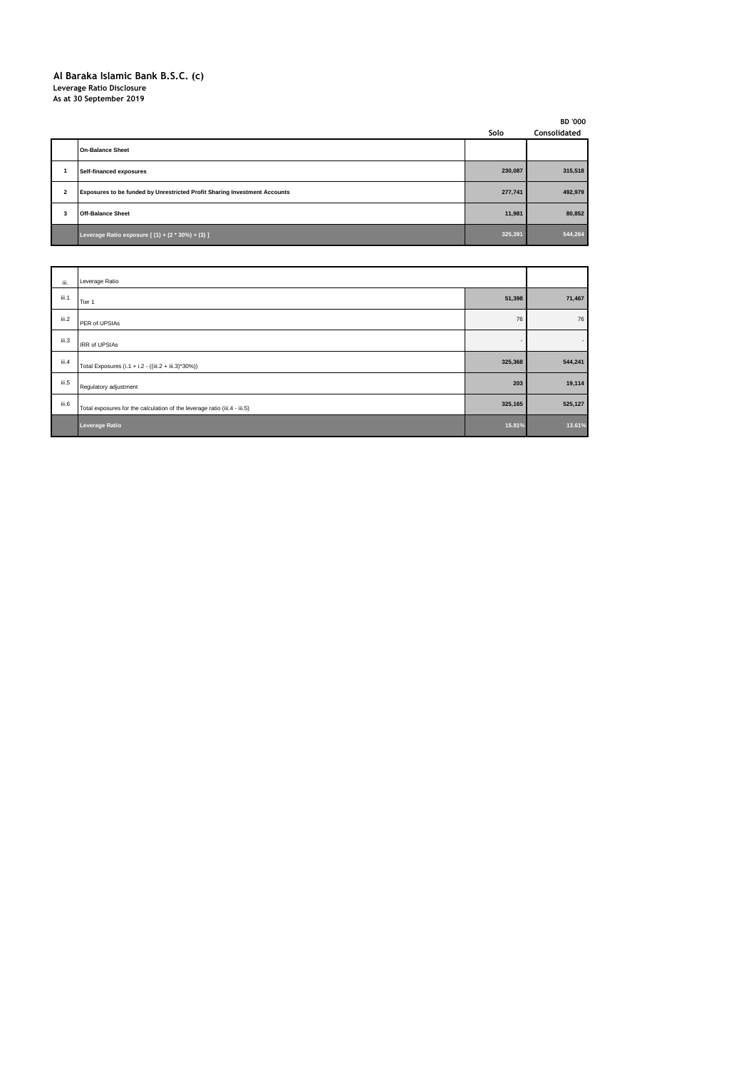# Al Baraka Islamic Bank B.S.C. (c)

**Leverage Ratio Disclosure**

**As at 30 September 2019**

| | | Solo | BD '000 Consolidated |
|---|---|---|---|
| | **On-Balance Sheet** | | |
| **1** | **Self-financed exposures** | **230,087** | **315,518** |
| **2** | **Exposures to be funded by Unrestricted Profit Sharing Investment Accounts** | **277,741** | **492,979** |
| **3** | **Off-Balance Sheet** | **11,981** | **80,852** |
| | **Leverage Ratio exposure [ (1) + (2 * 30%) + (3) ]** | **325,391** | **544,264** |

| | | | |
|---|---|---|---|
| iii. | Leverage Ratio | | |
| iii.1 | Tier 1 | **51,398** | **71,467** |
| iii.2 | PER of UPSIAs | 76 | 76 |
| iii.3 | IRR of UPSIAs | - | - |
| iii.4 | Total Exposures (i.1 + i.2 - ((iii.2 + iii.3)*30%)) | **325,368** | **544,241** |
| iii.5 | Regulatory adjustment | **203** | **19,114** |
| iii.6 | Total exposures for the calculation of the leverage ratio (iii.4 - iii.5) | **325,165** | **525,127** |
| | **Leverage Ratio** | **15.81%** | **13.61%** |